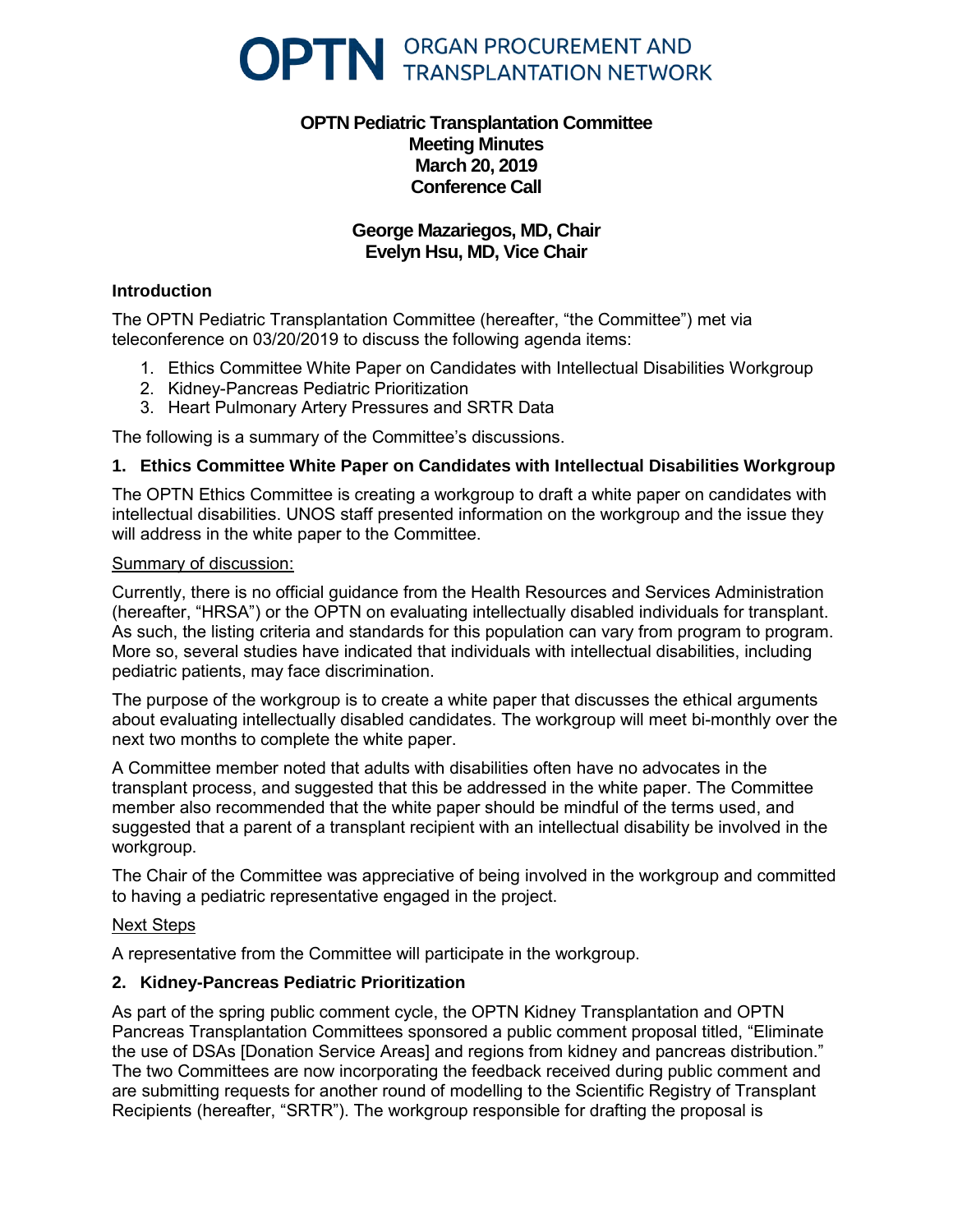**OPTN** ORGAN PROCUREMENT AND TRANSPLANTATION NETWORK

# OPTN Pediatric Transplantation Committee
## Meeting Minutes
## March 20, 2019
## Conference Call

**George Mazariegos, MD, Chair**
**Evelyn Hsu, MD, Vice Chair**

### Introduction

The OPTN Pediatric Transplantation Committee (hereafter, "the Committee") met via teleconference on 03/20/2019 to discuss the following agenda items:

1. Ethics Committee White Paper on Candidates with Intellectual Disabilities Workgroup
2. Kidney-Pancreas Pediatric Prioritization
3. Heart Pulmonary Artery Pressures and SRTR Data

The following is a summary of the Committee's discussions.

### 1. Ethics Committee White Paper on Candidates with Intellectual Disabilities Workgroup

The OPTN Ethics Committee is creating a workgroup to draft a white paper on candidates with intellectual disabilities. UNOS staff presented information on the workgroup and the issue they will address in the white paper to the Committee.

Summary of discussion:

Currently, there is no official guidance from the Health Resources and Services Administration (hereafter, "HRSA") or the OPTN on evaluating intellectually disabled individuals for transplant. As such, the listing criteria and standards for this population can vary from program to program. More so, several studies have indicated that individuals with intellectual disabilities, including pediatric patients, may face discrimination.

The purpose of the workgroup is to create a white paper that discusses the ethical arguments about evaluating intellectually disabled candidates. The workgroup will meet bi-monthly over the next two months to complete the white paper.

A Committee member noted that adults with disabilities often have no advocates in the transplant process, and suggested that this be addressed in the white paper. The Committee member also recommended that the white paper should be mindful of the terms used, and suggested that a parent of a transplant recipient with an intellectual disability be involved in the workgroup.

The Chair of the Committee was appreciative of being involved in the workgroup and committed to having a pediatric representative engaged in the project.

Next Steps

A representative from the Committee will participate in the workgroup.

### 2. Kidney-Pancreas Pediatric Prioritization

As part of the spring public comment cycle, the OPTN Kidney Transplantation and OPTN Pancreas Transplantation Committees sponsored a public comment proposal titled, "Eliminate the use of DSAs [Donation Service Areas] and regions from kidney and pancreas distribution." The two Committees are now incorporating the feedback received during public comment and are submitting requests for another round of modelling to the Scientific Registry of Transplant Recipients (hereafter, "SRTR"). The workgroup responsible for drafting the proposal is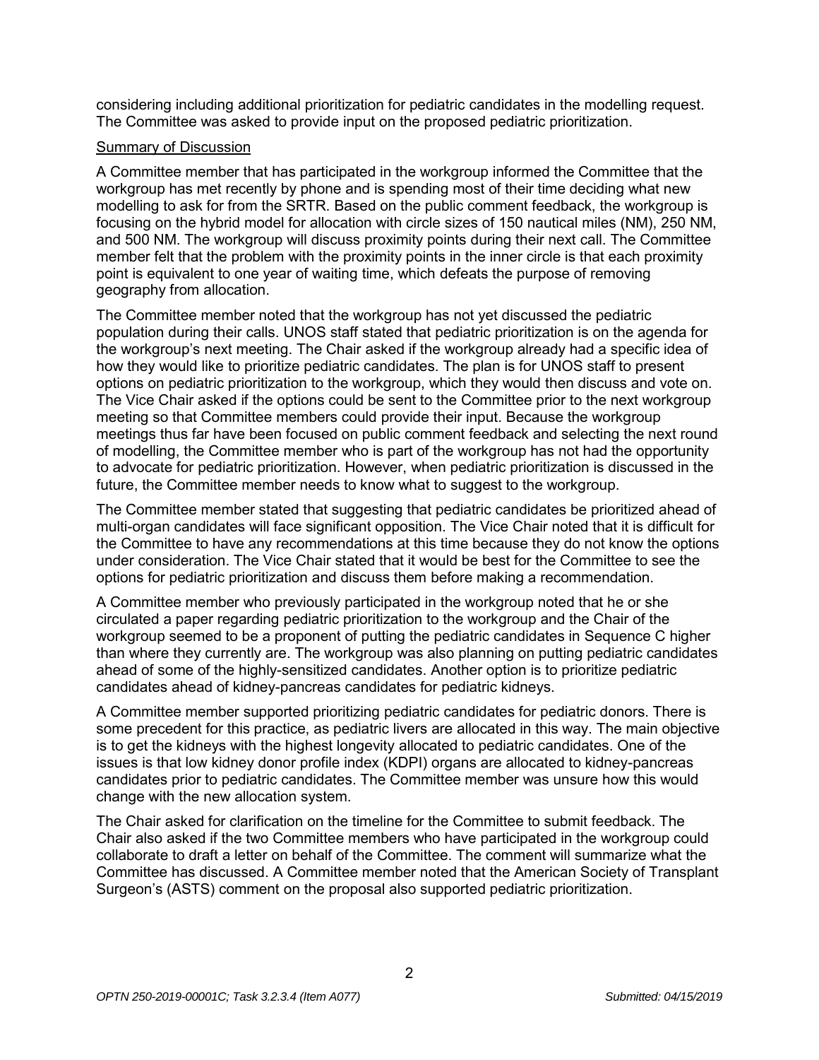considering including additional prioritization for pediatric candidates in the modelling request. The Committee was asked to provide input on the proposed pediatric prioritization.

<u>Summary of Discussion</u>

A Committee member that has participated in the workgroup informed the Committee that the workgroup has met recently by phone and is spending most of their time deciding what new modelling to ask for from the SRTR. Based on the public comment feedback, the workgroup is focusing on the hybrid model for allocation with circle sizes of 150 nautical miles (NM), 250 NM, and 500 NM. The workgroup will discuss proximity points during their next call. The Committee member felt that the problem with the proximity points in the inner circle is that each proximity point is equivalent to one year of waiting time, which defeats the purpose of removing geography from allocation.

The Committee member noted that the workgroup has not yet discussed the pediatric population during their calls. UNOS staff stated that pediatric prioritization is on the agenda for the workgroup's next meeting. The Chair asked if the workgroup already had a specific idea of how they would like to prioritize pediatric candidates. The plan is for UNOS staff to present options on pediatric prioritization to the workgroup, which they would then discuss and vote on. The Vice Chair asked if the options could be sent to the Committee prior to the next workgroup meeting so that Committee members could provide their input. Because the workgroup meetings thus far have been focused on public comment feedback and selecting the next round of modelling, the Committee member who is part of the workgroup has not had the opportunity to advocate for pediatric prioritization. However, when pediatric prioritization is discussed in the future, the Committee member needs to know what to suggest to the workgroup.

The Committee member stated that suggesting that pediatric candidates be prioritized ahead of multi-organ candidates will face significant opposition. The Vice Chair noted that it is difficult for the Committee to have any recommendations at this time because they do not know the options under consideration. The Vice Chair stated that it would be best for the Committee to see the options for pediatric prioritization and discuss them before making a recommendation.

A Committee member who previously participated in the workgroup noted that he or she circulated a paper regarding pediatric prioritization to the workgroup and the Chair of the workgroup seemed to be a proponent of putting the pediatric candidates in Sequence C higher than where they currently are. The workgroup was also planning on putting pediatric candidates ahead of some of the highly-sensitized candidates. Another option is to prioritize pediatric candidates ahead of kidney-pancreas candidates for pediatric kidneys.

A Committee member supported prioritizing pediatric candidates for pediatric donors. There is some precedent for this practice, as pediatric livers are allocated in this way. The main objective is to get the kidneys with the highest longevity allocated to pediatric candidates. One of the issues is that low kidney donor profile index (KDPI) organs are allocated to kidney-pancreas candidates prior to pediatric candidates. The Committee member was unsure how this would change with the new allocation system.

The Chair asked for clarification on the timeline for the Committee to submit feedback. The Chair also asked if the two Committee members who have participated in the workgroup could collaborate to draft a letter on behalf of the Committee. The comment will summarize what the Committee has discussed. A Committee member noted that the American Society of Transplant Surgeon's (ASTS) comment on the proposal also supported pediatric prioritization.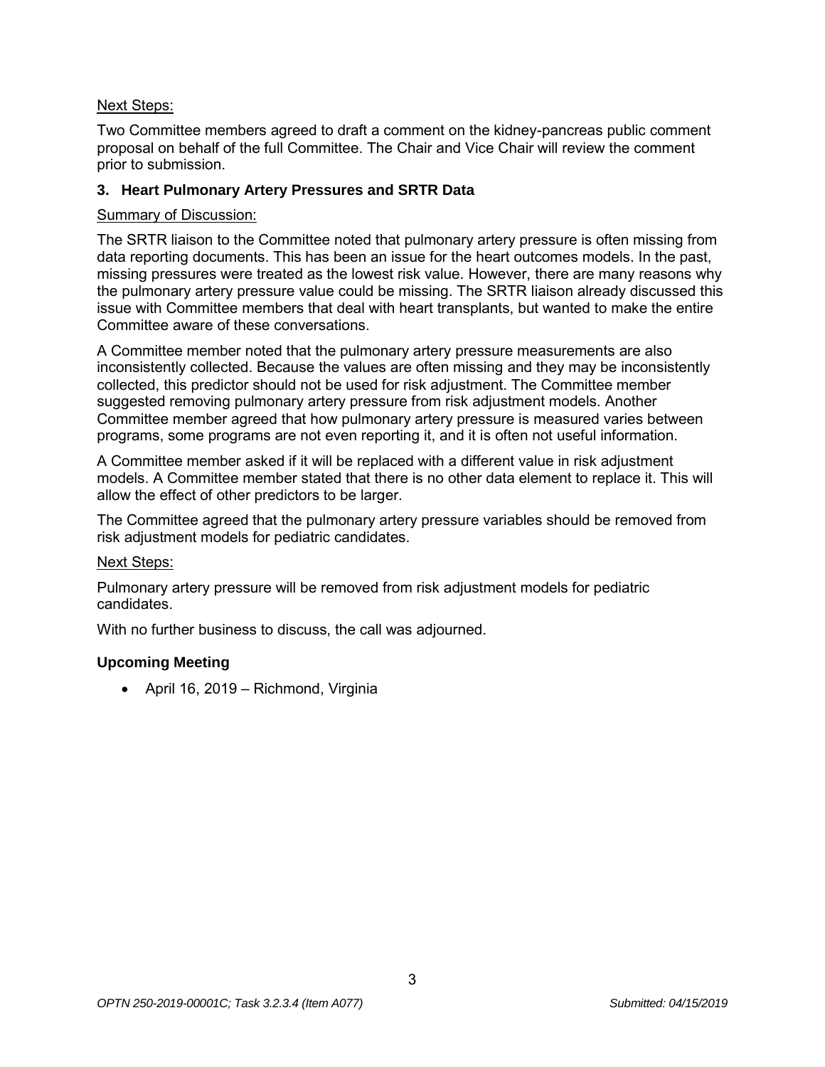Next Steps:

Two Committee members agreed to draft a comment on the kidney-pancreas public comment proposal on behalf of the full Committee. The Chair and Vice Chair will review the comment prior to submission.

### 3. Heart Pulmonary Artery Pressures and SRTR Data

Summary of Discussion:

The SRTR liaison to the Committee noted that pulmonary artery pressure is often missing from data reporting documents. This has been an issue for the heart outcomes models. In the past, missing pressures were treated as the lowest risk value. However, there are many reasons why the pulmonary artery pressure value could be missing. The SRTR liaison already discussed this issue with Committee members that deal with heart transplants, but wanted to make the entire Committee aware of these conversations.

A Committee member noted that the pulmonary artery pressure measurements are also inconsistently collected. Because the values are often missing and they may be inconsistently collected, this predictor should not be used for risk adjustment. The Committee member suggested removing pulmonary artery pressure from risk adjustment models. Another Committee member agreed that how pulmonary artery pressure is measured varies between programs, some programs are not even reporting it, and it is often not useful information.

A Committee member asked if it will be replaced with a different value in risk adjustment models. A Committee member stated that there is no other data element to replace it. This will allow the effect of other predictors to be larger.

The Committee agreed that the pulmonary artery pressure variables should be removed from risk adjustment models for pediatric candidates.

Next Steps:

Pulmonary artery pressure will be removed from risk adjustment models for pediatric candidates.

With no further business to discuss, the call was adjourned.

### Upcoming Meeting

- April 16, 2019 – Richmond, Virginia